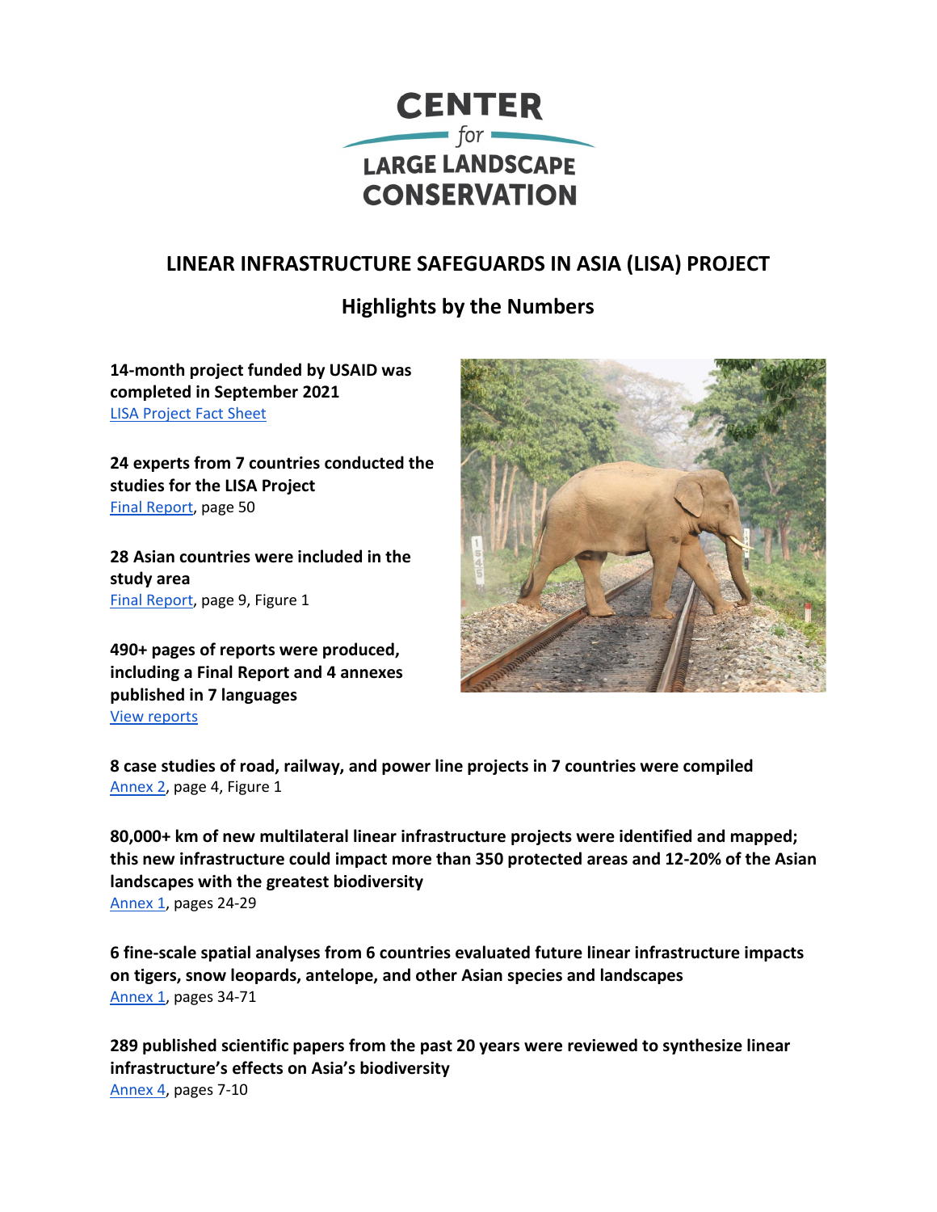# CENTER for LARGE LANDSCAPE CONSERVATION

## LINEAR INFRASTRUCTURE SAFEGUARDS IN ASIA (LISA) PROJECT

## Highlights by the Numbers

**14-month project funded by USAID was completed in September 2021**
LISA Project Fact Sheet

**24 experts from 7 countries conducted the studies for the LISA Project**
Final Report, page 50

**28 Asian countries were included in the study area**
Final Report, page 9, Figure 1

**490+ pages of reports were produced, including a Final Report and 4 annexes published in 7 languages**
View reports

**8 case studies of road, railway, and power line projects in 7 countries were compiled**
Annex 2, page 4, Figure 1

**80,000+ km of new multilateral linear infrastructure projects were identified and mapped; this new infrastructure could impact more than 350 protected areas and 12-20% of the Asian landscapes with the greatest biodiversity**
Annex 1, pages 24-29

**6 fine-scale spatial analyses from 6 countries evaluated future linear infrastructure impacts on tigers, snow leopards, antelope, and other Asian species and landscapes**
Annex 1, pages 34-71

**289 published scientific papers from the past 20 years were reviewed to synthesize linear infrastructure's effects on Asia's biodiversity**
Annex 4, pages 7-10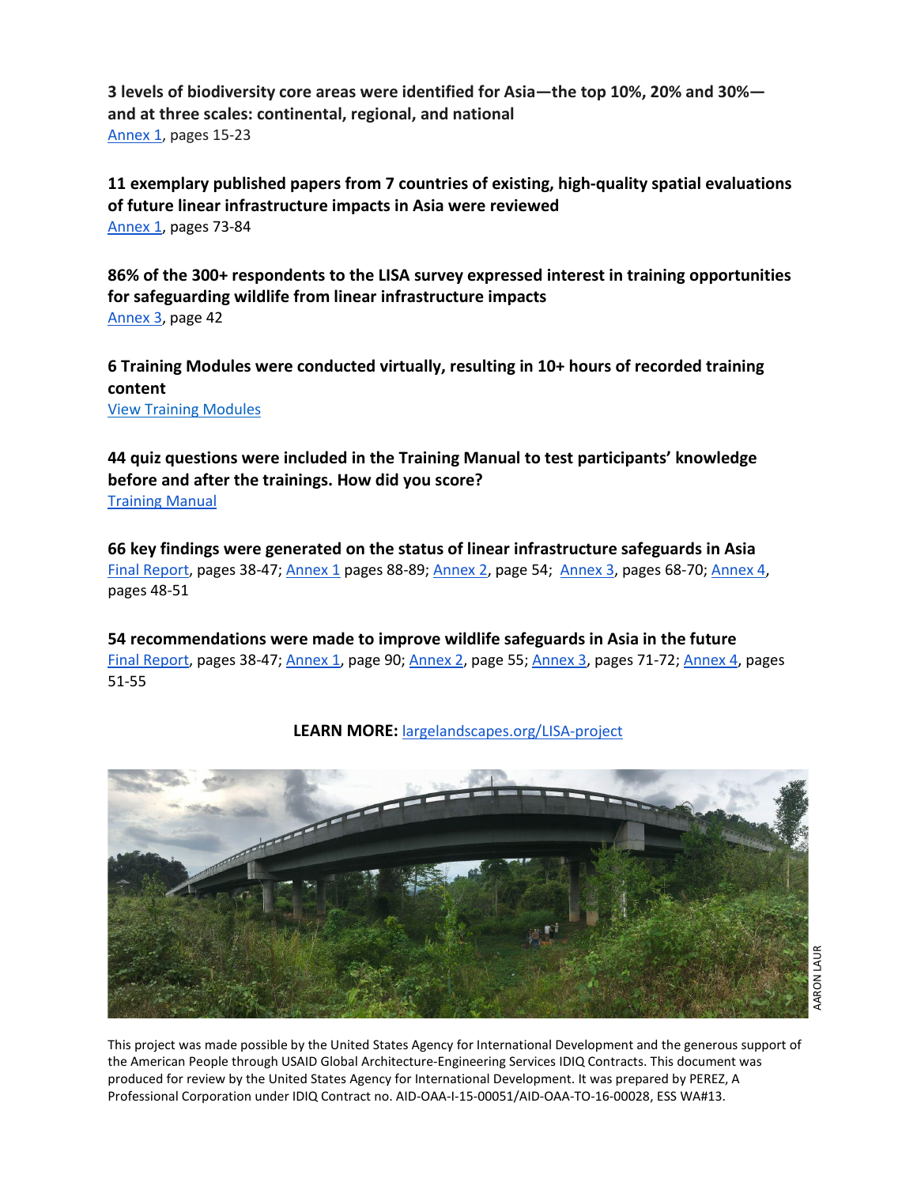**3 levels of biodiversity core areas were identified for Asia—the top 10%, 20% and 30%—and at three scales: continental, regional, and national**
Annex 1, pages 15-23

**11 exemplary published papers from 7 countries of existing, high-quality spatial evaluations of future linear infrastructure impacts in Asia were reviewed**
Annex 1, pages 73-84

**86% of the 300+ respondents to the LISA survey expressed interest in training opportunities for safeguarding wildlife from linear infrastructure impacts**
Annex 3, page 42

**6 Training Modules were conducted virtually, resulting in 10+ hours of recorded training content**
View Training Modules

**44 quiz questions were included in the Training Manual to test participants' knowledge before and after the trainings. How did you score?**
Training Manual

**66 key findings were generated on the status of linear infrastructure safeguards in Asia**
Final Report, pages 38-47; Annex 1 pages 88-89; Annex 2, page 54; Annex 3, pages 68-70; Annex 4, pages 48-51

**54 recommendations were made to improve wildlife safeguards in Asia in the future**
Final Report, pages 38-47; Annex 1, page 90; Annex 2, page 55; Annex 3, pages 71-72; Annex 4, pages 51-55

**LEARN MORE:** largelandscapes.org/LISA-project

AARON LAUR

This project was made possible by the United States Agency for International Development and the generous support of the American People through USAID Global Architecture-Engineering Services IDIQ Contracts. This document was produced for review by the United States Agency for International Development. It was prepared by PEREZ, A Professional Corporation under IDIQ Contract no. AID-OAA-I-15-00051/AID-OAA-TO-16-00028, ESS WA#13.